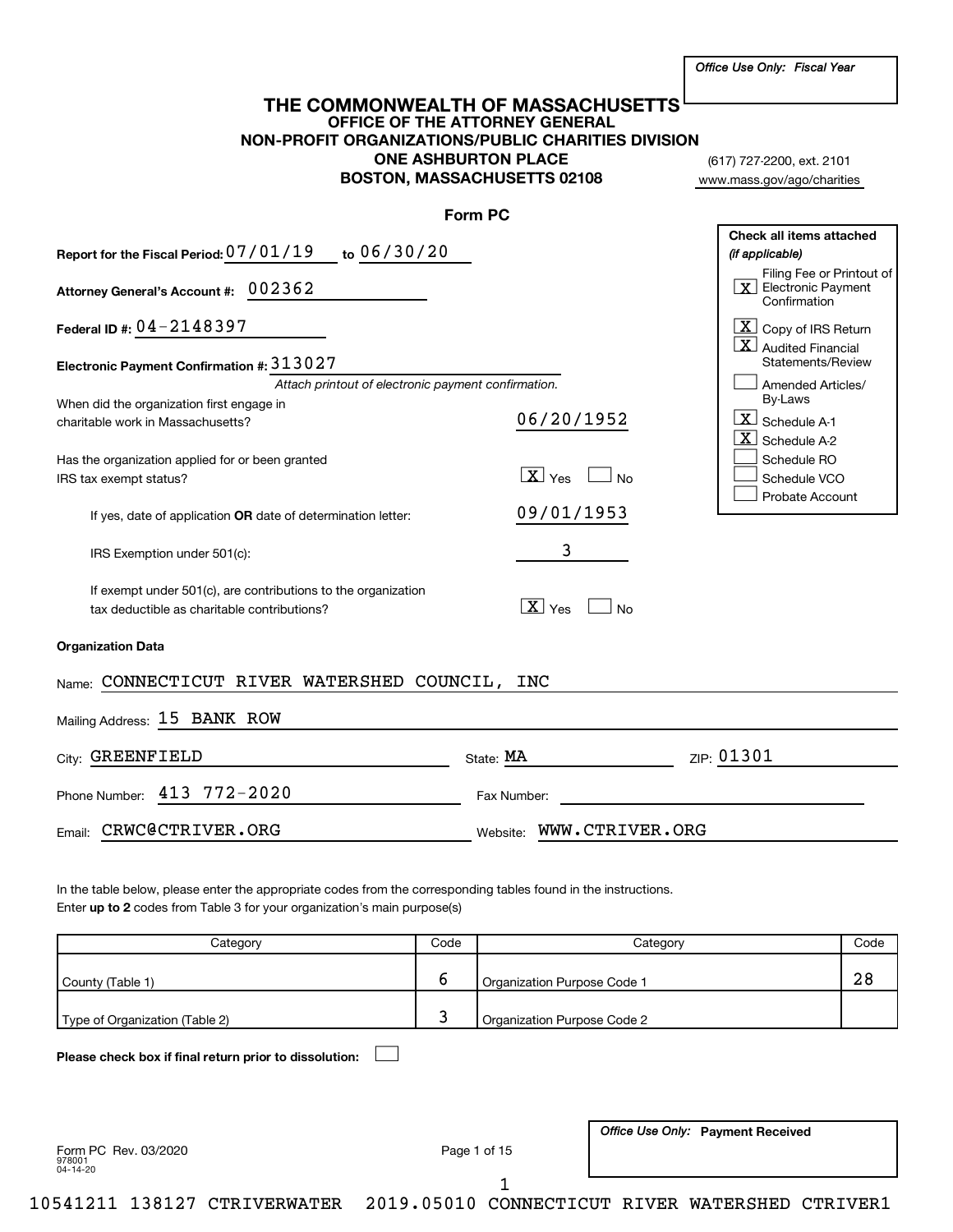*Office Use Only: Fiscal Year*

# THE COMMONWEALTH OF MASSACHUSETTS

## OFFICE OF THE ATTORNEY GENERAL
## NON-PROFIT ORGANIZATIONS/PUBLIC CHARITIES DIVISION

**ONE ASHBURTON PLACE**
**BOSTON, MASSACHUSETTS 02108**

(617) 727-2200, ext. 2101
www.mass.gov/ago/charities

## Form PC

**Report for the Fiscal Period:** 07/01/19 **to** 06/30/20

**Attorney General's Account #:** 002362

**Federal ID #:** 04-2148397

**Electronic Payment Confirmation #:** 313027
*Attach printout of electronic payment confirmation.*

When did the organization first engage in charitable work in Massachusetts? 06/20/1952

Has the organization applied for or been granted IRS tax exempt status? [X] Yes [ ] No

If yes, date of application **OR** date of determination letter: 09/01/1953

IRS Exemption under 501(c): 3

If exempt under 501(c), are contributions to the organization tax deductible as charitable contributions? [X] Yes [ ] No

**Check all items attached** *(if applicable)*

- [X] Filing Fee or Printout of Electronic Payment Confirmation
- [X] Copy of IRS Return
- [X] Audited Financial Statements/Review
- [ ] Amended Articles/ By-Laws
- [X] Schedule A-1
- [X] Schedule A-2
- [ ] Schedule RO
- [ ] Schedule VCO
- [ ] Probate Account

**Organization Data**

Name: CONNECTICUT RIVER WATERSHED COUNCIL, INC

Mailing Address: 15 BANK ROW

City: GREENFIELD State: MA ZIP: 01301

Phone Number: 413 772-2020 Fax Number:

Email: CRWC@CTRIVER.ORG Website: WWW.CTRIVER.ORG

In the table below, please enter the appropriate codes from the corresponding tables found in the instructions.
Enter **up to 2** codes from Table 3 for your organization's main purpose(s)

| Category | Code | Category | Code |
|---|---|---|---|
| County (Table 1) | 6 | Organization Purpose Code 1 | 28 |
| Type of Organization (Table 2) | 3 | Organization Purpose Code 2 | |

**Please check box if final return prior to dissolution:** [ ]

*Office Use Only:* **Payment Received**

Form PC Rev. 03/2020
978001
04-14-20

10541211 138127 CTRIVERWATER 2019.05010 CONNECTICUT RIVER WATERSHED CTRIVER1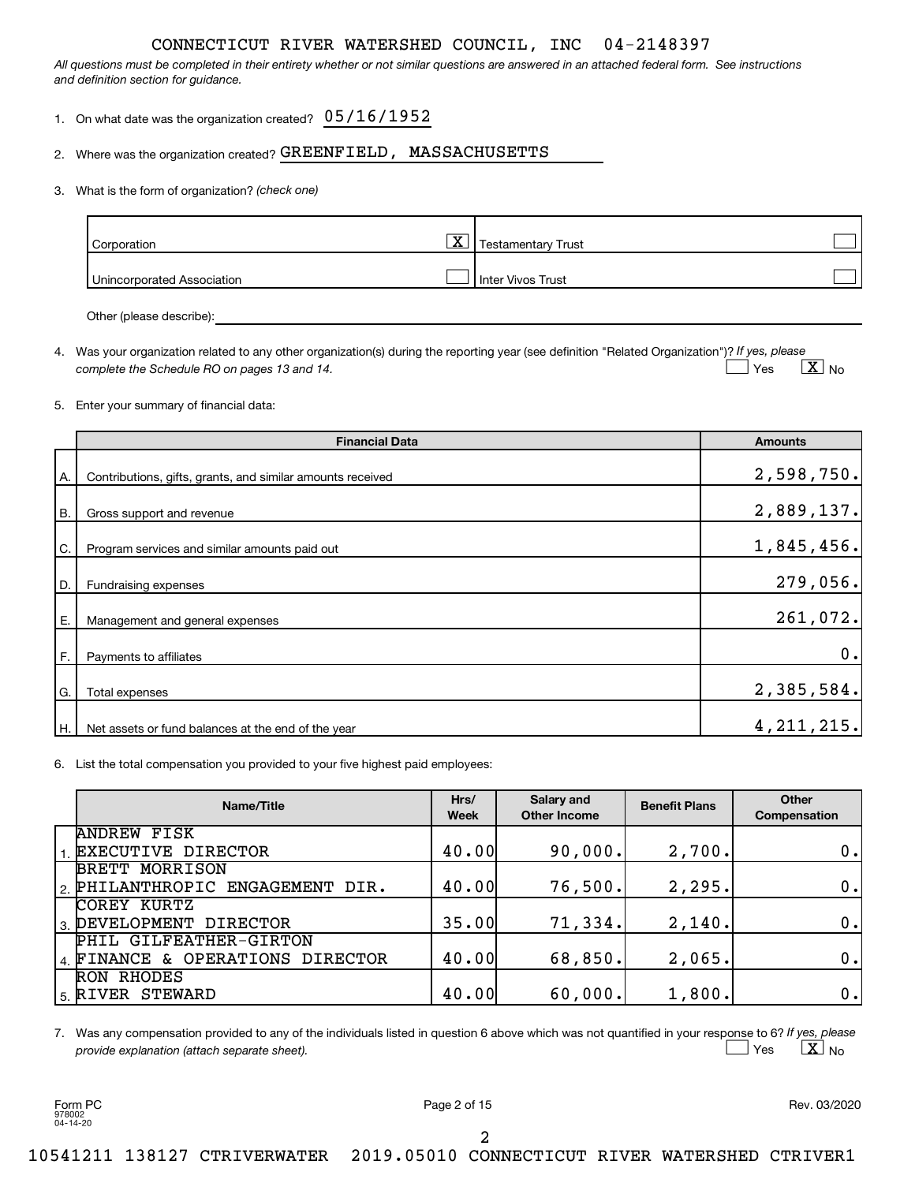CONNECTICUT RIVER WATERSHED COUNCIL, INC 04-2148397

*All questions must be completed in their entirety whether or not similar questions are answered in an attached federal form. See instructions and definition section for guidance.*

1. On what date was the organization created? 05/16/1952

2. Where was the organization created? GREENFIELD, MASSACHUSETTS

3. What is the form of organization? *(check one)*

| | | | |
|---|---|---|---|
| Corporation | [X] | Testamentary Trust | [ ] |
| Unincorporated Association | [ ] | Inter Vivos Trust | [ ] |

Other (please describe):

4. Was your organization related to any other organization(s) during the reporting year (see definition "Related Organization")? *If yes, please complete the Schedule RO on pages 13 and 14.* [ ] Yes [X] No

5. Enter your summary of financial data:

| | Financial Data | Amounts |
|---|---|---|
| A. | Contributions, gifts, grants, and similar amounts received | 2,598,750. |
| B. | Gross support and revenue | 2,889,137. |
| C. | Program services and similar amounts paid out | 1,845,456. |
| D. | Fundraising expenses | 279,056. |
| E. | Management and general expenses | 261,072. |
| F. | Payments to affiliates | 0. |
| G. | Total expenses | 2,385,584. |
| H. | Net assets or fund balances at the end of the year | 4,211,215. |

6. List the total compensation you provided to your five highest paid employees:

| | Name/Title | Hrs/ Week | Salary and Other Income | Benefit Plans | Other Compensation |
|---|---|---|---|---|---|
| 1. | ANDREW FISK<br>EXECUTIVE DIRECTOR | 40.00 | 90,000. | 2,700. | 0. |
| 2. | BRETT MORRISON<br>PHILANTHROPIC ENGAGEMENT DIR. | 40.00 | 76,500. | 2,295. | 0. |
| 3. | COREY KURTZ<br>DEVELOPMENT DIRECTOR | 35.00 | 71,334. | 2,140. | 0. |
| 4. | PHIL GILFEATHER-GIRTON<br>FINANCE & OPERATIONS DIRECTOR | 40.00 | 68,850. | 2,065. | 0. |
| 5. | RON RHODES<br>RIVER STEWARD | 40.00 | 60,000. | 1,800. | 0. |

7. Was any compensation provided to any of the individuals listed in question 6 above which was not quantified in your response to 6? *If yes, please provide explanation (attach separate sheet).* [ ] Yes [X] No

Form PC
978002
04-14-20

Rev. 03/2020

10541211 138127 CTRIVERWATER 2019.05010 CONNECTICUT RIVER WATERSHED CTRIVER1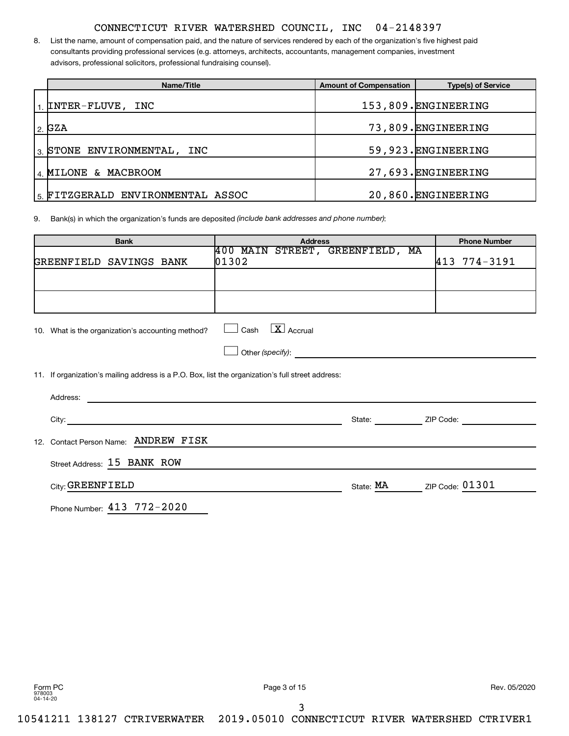CONNECTICUT RIVER WATERSHED COUNCIL, INC 04-2148397

8. List the name, amount of compensation paid, and the nature of services rendered by each of the organization's five highest paid consultants providing professional services (e.g. attorneys, architects, accountants, management companies, investment advisors, professional solicitors, professional fundraising counsel).

| | Name/Title | Amount of Compensation | Type(s) of Service |
|---|---|---|---|
| 1. | INTER-FLUVE, INC | 153,809. | ENGINEERING |
| 2. | GZA | 73,809. | ENGINEERING |
| 3. | STONE ENVIRONMENTAL, INC | 59,923. | ENGINEERING |
| 4. | MILONE & MACBROOM | 27,693. | ENGINEERING |
| 5. | FITZGERALD ENVIRONMENTAL ASSOC | 20,860. | ENGINEERING |

9. Bank(s) in which the organization's funds are deposited *(include bank addresses and phone number)*:

| Bank | Address | Phone Number |
|---|---|---|
| GREENFIELD SAVINGS BANK | 400 MAIN STREET, GREENFIELD, MA 01302 | 413 774-3191 |
| | | |
| | | |

10. What is the organization's accounting method? ☐ Cash ☒ Accrual

☐ Other *(specify)*:

11. If organization's mailing address is a P.O. Box, list the organization's full street address:

Address:

City: State: ZIP Code:

12. Contact Person Name: ANDREW FISK

Street Address: 15 BANK ROW

City: GREENFIELD State: MA ZIP Code: 01301

Phone Number: 413 772-2020

Form PC 978003 04-14-20 Rev. 05/2020

10541211 138127 CTRIVERWATER 2019.05010 CONNECTICUT RIVER WATERSHED CTRIVER1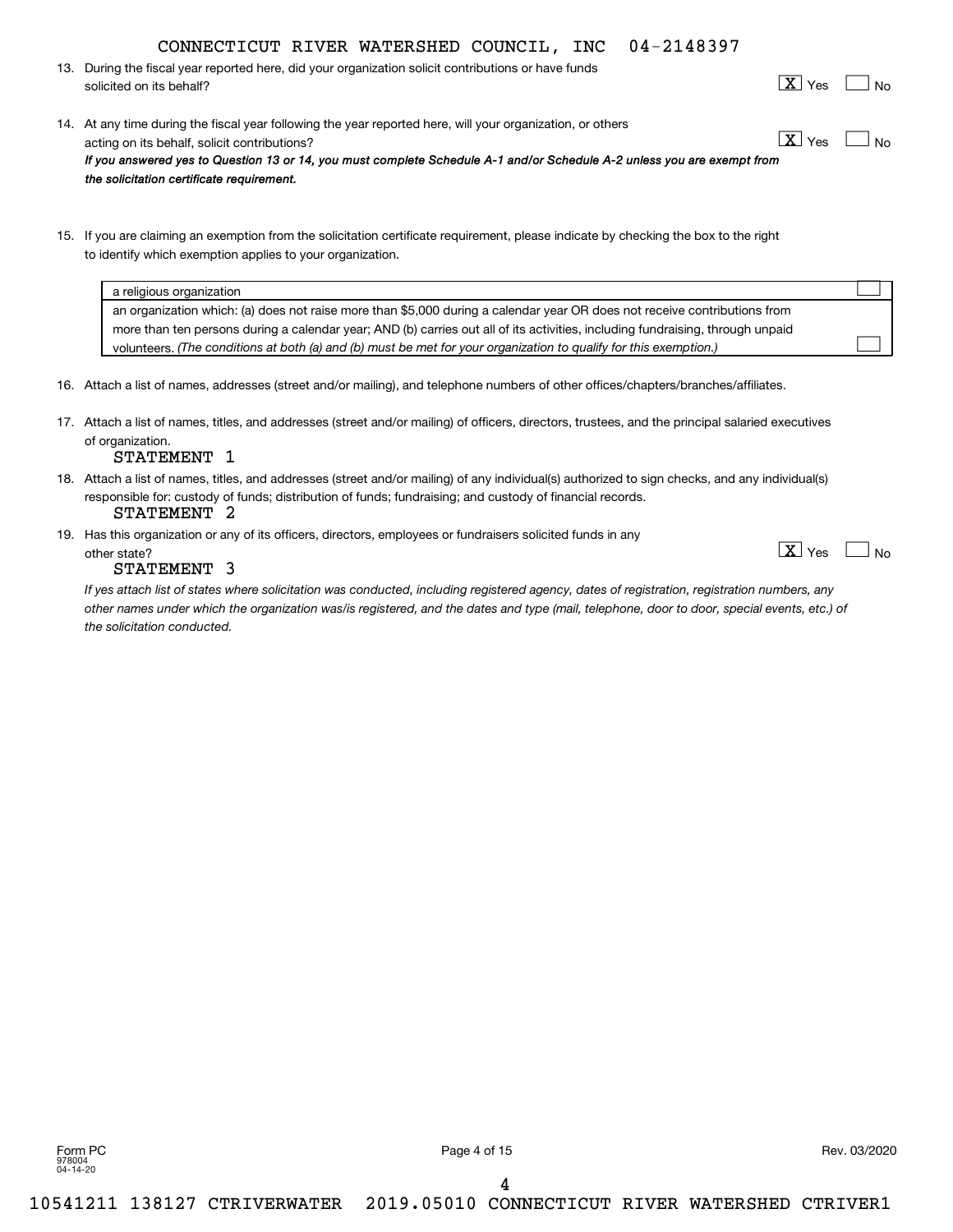CONNECTICUT RIVER WATERSHED COUNCIL, INC 04-2148397

13. During the fiscal year reported here, did your organization solicit contributions or have funds solicited on its behalf? [X] Yes [ ] No

14. At any time during the fiscal year following the year reported here, will your organization, or others acting on its behalf, solicit contributions? [X] Yes [ ] No

*If you answered yes to Question 13 or 14, you must complete Schedule A-1 and/or Schedule A-2 unless you are exempt from the solicitation certificate requirement.*

15. If you are claiming an exemption from the solicitation certificate requirement, please indicate by checking the box to the right to identify which exemption applies to your organization.

| | |
|---|---|
| a religious organization | [ ] |
| an organization which: (a) does not raise more than $5,000 during a calendar year OR does not receive contributions from more than ten persons during a calendar year; AND (b) carries out all of its activities, including fundraising, through unpaid volunteers. *(The conditions at both (a) and (b) must be met for your organization to qualify for this exemption.)* | [ ] |

16. Attach a list of names, addresses (street and/or mailing), and telephone numbers of other offices/chapters/branches/affiliates.

17. Attach a list of names, titles, and addresses (street and/or mailing) of officers, directors, trustees, and the principal salaried executives of organization.
STATEMENT 1

18. Attach a list of names, titles, and addresses (street and/or mailing) of any individual(s) authorized to sign checks, and any individual(s) responsible for: custody of funds; distribution of funds; fundraising; and custody of financial records.
STATEMENT 2

19. Has this organization or any of its officers, directors, employees or fundraisers solicited funds in any other state? [X] Yes [ ] No
STATEMENT 3

*If yes attach list of states where solicitation was conducted, including registered agency, dates of registration, registration numbers, any other names under which the organization was/is registered, and the dates and type (mail, telephone, door to door, special events, etc.) of the solicitation conducted.*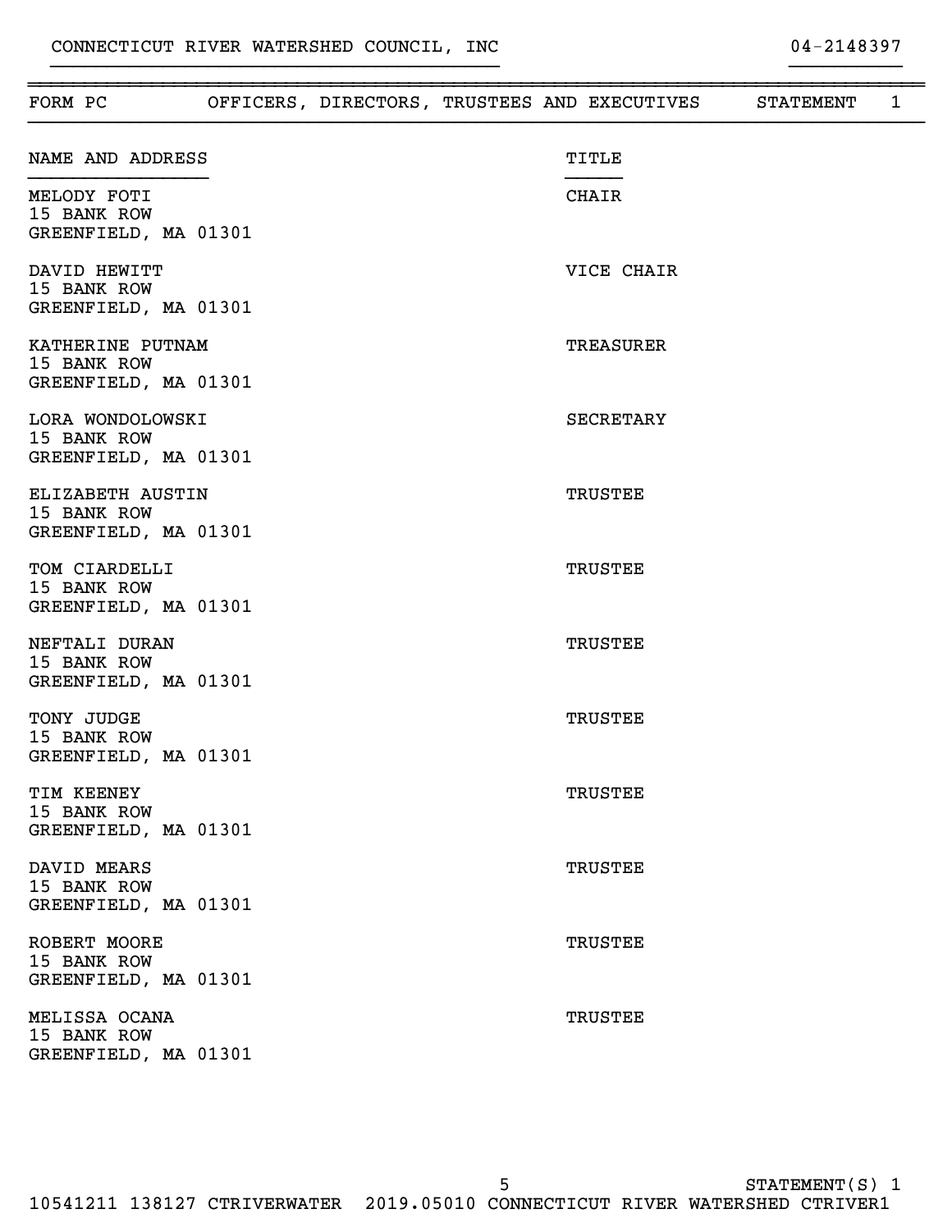CONNECTICUT RIVER WATERSHED COUNCIL, INC — 04-2148397

## FORM PC — OFFICERS, DIRECTORS, TRUSTEES AND EXECUTIVES — STATEMENT 1

| NAME AND ADDRESS | TITLE |
|---|---|
| MELODY FOTI<br>15 BANK ROW<br>GREENFIELD, MA 01301 | CHAIR |
| DAVID HEWITT<br>15 BANK ROW<br>GREENFIELD, MA 01301 | VICE CHAIR |
| KATHERINE PUTNAM<br>15 BANK ROW<br>GREENFIELD, MA 01301 | TREASURER |
| LORA WONDOLOWSKI<br>15 BANK ROW<br>GREENFIELD, MA 01301 | SECRETARY |
| ELIZABETH AUSTIN<br>15 BANK ROW<br>GREENFIELD, MA 01301 | TRUSTEE |
| TOM CIARDELLI<br>15 BANK ROW<br>GREENFIELD, MA 01301 | TRUSTEE |
| NEFTALI DURAN<br>15 BANK ROW<br>GREENFIELD, MA 01301 | TRUSTEE |
| TONY JUDGE<br>15 BANK ROW<br>GREENFIELD, MA 01301 | TRUSTEE |
| TIM KEENEY<br>15 BANK ROW<br>GREENFIELD, MA 01301 | TRUSTEE |
| DAVID MEARS<br>15 BANK ROW<br>GREENFIELD, MA 01301 | TRUSTEE |
| ROBERT MOORE<br>15 BANK ROW<br>GREENFIELD, MA 01301 | TRUSTEE |
| MELISSA OCANA<br>15 BANK ROW<br>GREENFIELD, MA 01301 | TRUSTEE |

STATEMENT(S) 1

10541211 138127 CTRIVERWATER 2019.05010 CONNECTICUT RIVER WATERSHED CTRIVER1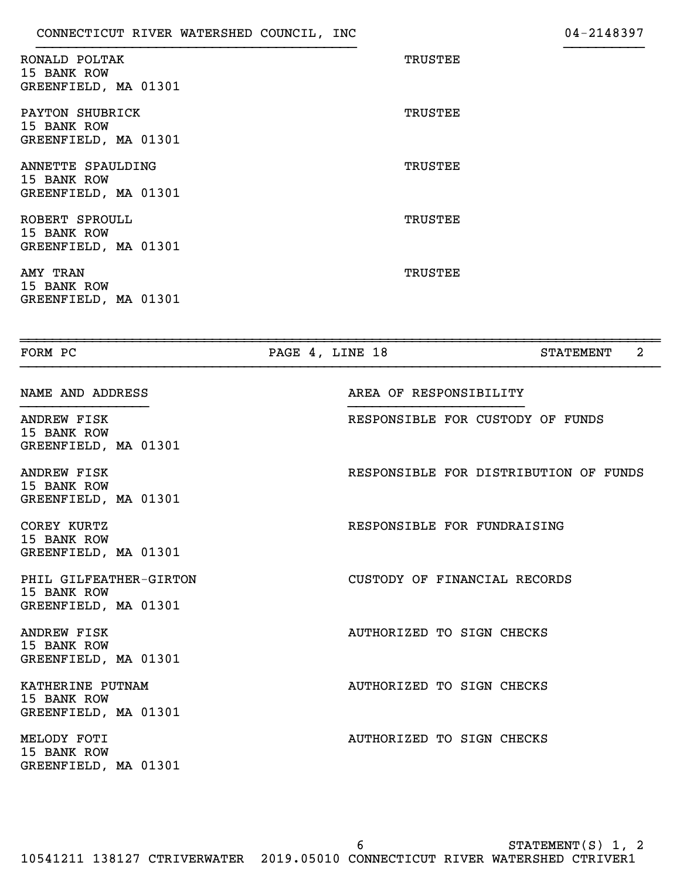| Name and Address | Title |
|---|---|
| RONALD POLTAK<br>15 BANK ROW<br>GREENFIELD, MA 01301 | TRUSTEE |
| PAYTON SHUBRICK<br>15 BANK ROW<br>GREENFIELD, MA 01301 | TRUSTEE |
| ANNETTE SPAULDING<br>15 BANK ROW<br>GREENFIELD, MA 01301 | TRUSTEE |
| ROBERT SPROULL<br>15 BANK ROW<br>GREENFIELD, MA 01301 | TRUSTEE |
| AMY TRAN<br>15 BANK ROW<br>GREENFIELD, MA 01301 | TRUSTEE |

FORM PC — PAGE 4, LINE 18 — STATEMENT 2

| NAME AND ADDRESS | AREA OF RESPONSIBILITY |
|---|---|
| ANDREW FISK<br>15 BANK ROW<br>GREENFIELD, MA 01301 | RESPONSIBLE FOR CUSTODY OF FUNDS |
| ANDREW FISK<br>15 BANK ROW<br>GREENFIELD, MA 01301 | RESPONSIBLE FOR DISTRIBUTION OF FUNDS |
| COREY KURTZ<br>15 BANK ROW<br>GREENFIELD, MA 01301 | RESPONSIBLE FOR FUNDRAISING |
| PHIL GILFEATHER-GIRTON<br>15 BANK ROW<br>GREENFIELD, MA 01301 | CUSTODY OF FINANCIAL RECORDS |
| ANDREW FISK<br>15 BANK ROW<br>GREENFIELD, MA 01301 | AUTHORIZED TO SIGN CHECKS |
| KATHERINE PUTNAM<br>15 BANK ROW<br>GREENFIELD, MA 01301 | AUTHORIZED TO SIGN CHECKS |
| MELODY FOTI<br>15 BANK ROW<br>GREENFIELD, MA 01301 | AUTHORIZED TO SIGN CHECKS |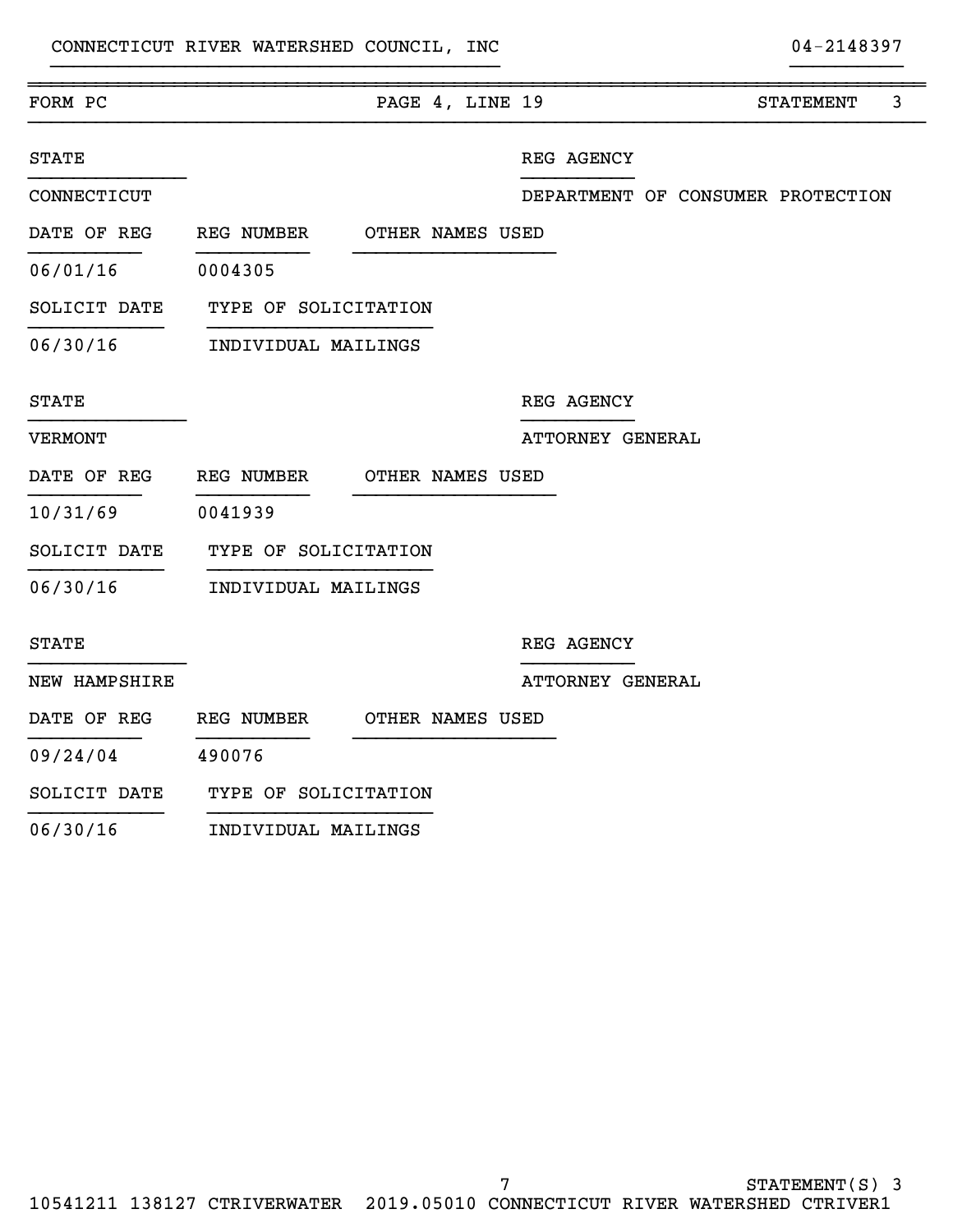CONNECTICUT RIVER WATERSHED COUNCIL, INC 04-2148397

| FORM PC | PAGE 4, LINE 19 | STATEMENT 3 |
|---|---|---|

| STATE | | | REG AGENCY |
|---|---|---|---|
| CONNECTICUT | | | DEPARTMENT OF CONSUMER PROTECTION |
| DATE OF REG | REG NUMBER | OTHER NAMES USED | |
| 06/01/16 | 0004305 | | |
| SOLICIT DATE | TYPE OF SOLICITATION | | |
| 06/30/16 | INDIVIDUAL MAILINGS | | |

| STATE | | | REG AGENCY |
|---|---|---|---|
| VERMONT | | | ATTORNEY GENERAL |
| DATE OF REG | REG NUMBER | OTHER NAMES USED | |
| 10/31/69 | 0041939 | | |
| SOLICIT DATE | TYPE OF SOLICITATION | | |
| 06/30/16 | INDIVIDUAL MAILINGS | | |

| STATE | | | REG AGENCY |
|---|---|---|---|
| NEW HAMPSHIRE | | | ATTORNEY GENERAL |
| DATE OF REG | REG NUMBER | OTHER NAMES USED | |
| 09/24/04 | 490076 | | |
| SOLICIT DATE | TYPE OF SOLICITATION | | |
| 06/30/16 | INDIVIDUAL MAILINGS | | |

STATEMENT(S) 3

10541211 138127 CTRIVERWATER 2019.05010 CONNECTICUT RIVER WATERSHED CTRIVER1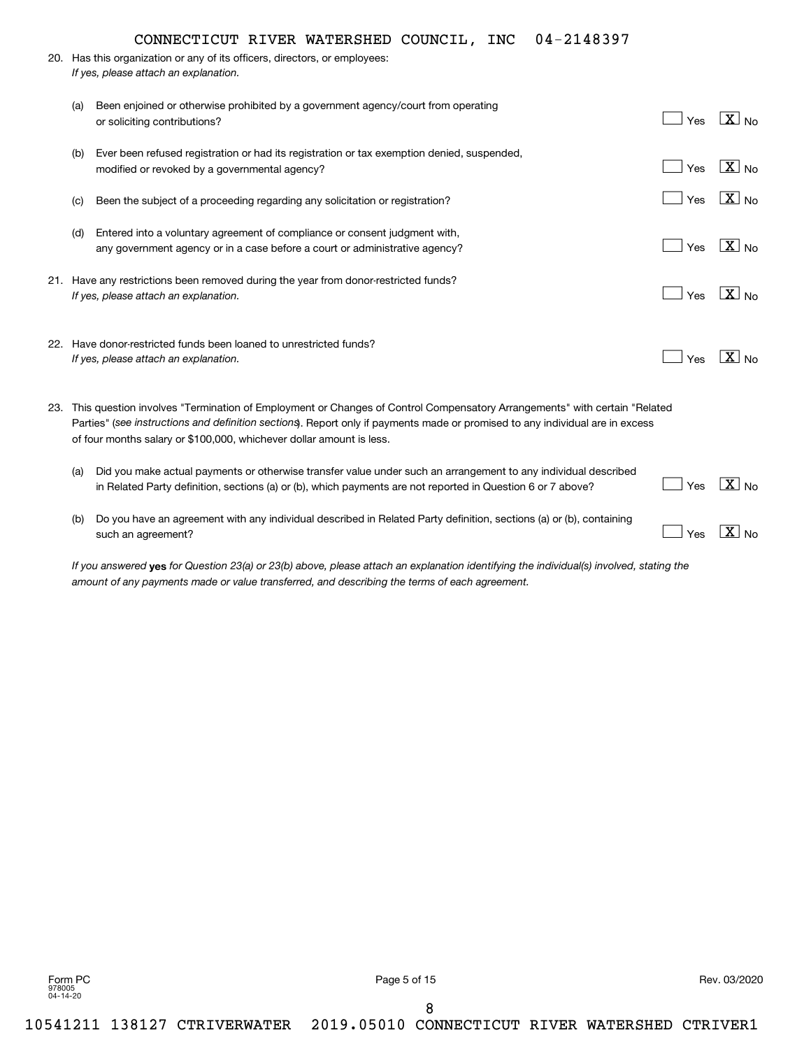CONNECTICUT RIVER WATERSHED COUNCIL, INC 04-2148397

20. Has this organization or any of its officers, directors, or employees:
*If yes, please attach an explanation.*

   (a) Been enjoined or otherwise prohibited by a government agency/court from operating or soliciting contributions? ☐ Yes [X] No

   (b) Ever been refused registration or had its registration or tax exemption denied, suspended, modified or revoked by a governmental agency? ☐ Yes [X] No

   (c) Been the subject of a proceeding regarding any solicitation or registration? ☐ Yes [X] No

   (d) Entered into a voluntary agreement of compliance or consent judgment with, any government agency or in a case before a court or administrative agency? ☐ Yes [X] No

21. Have any restrictions been removed during the year from donor-restricted funds?
*If yes, please attach an explanation.* ☐ Yes [X] No

22. Have donor-restricted funds been loaned to unrestricted funds?
*If yes, please attach an explanation.* ☐ Yes [X] No

23. This question involves "Termination of Employment or Changes of Control Compensatory Arrangements" with certain "Related Parties" (*see instructions and definition sections*). Report only if payments made or promised to any individual are in excess of four months salary or $100,000, whichever dollar amount is less.

   (a) Did you make actual payments or otherwise transfer value under such an arrangement to any individual described in Related Party definition, sections (a) or (b), which payments are not reported in Question 6 or 7 above? ☐ Yes [X] No

   (b) Do you have an agreement with any individual described in Related Party definition, sections (a) or (b), containing such an agreement? ☐ Yes [X] No

*If you answered* **yes** *for Question 23(a) or 23(b) above, please attach an explanation identifying the individual(s) involved, stating the amount of any payments made or value transferred, and describing the terms of each agreement.*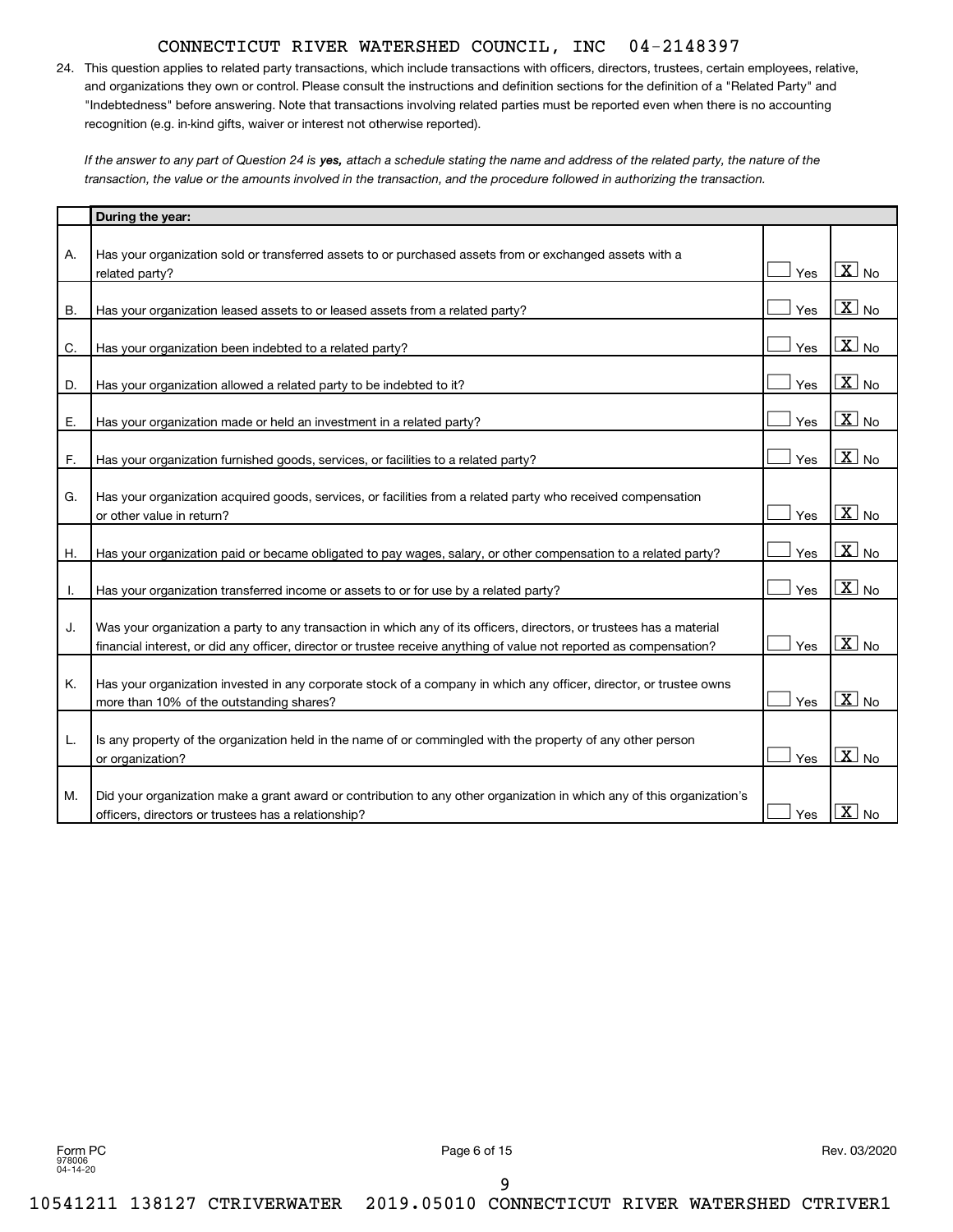CONNECTICUT RIVER WATERSHED COUNCIL, INC 04-2148397

24. This question applies to related party transactions, which include transactions with officers, directors, trustees, certain employees, relative, and organizations they own or control. Please consult the instructions and definition sections for the definition of a "Related Party" and "Indebtedness" before answering. Note that transactions involving related parties must be reported even when there is no accounting recognition (e.g. in-kind gifts, waiver or interest not otherwise reported).

*If the answer to any part of Question 24 is **yes,** attach a schedule stating the name and address of the related party, the nature of the transaction, the value or the amounts involved in the transaction, and the procedure followed in authorizing the transaction.*

| | During the year: | | |
|---|---|---|---|
| A. | Has your organization sold or transferred assets to or purchased assets from or exchanged assets with a related party? | Yes | [X] No |
| B. | Has your organization leased assets to or leased assets from a related party? | Yes | [X] No |
| C. | Has your organization been indebted to a related party? | Yes | [X] No |
| D. | Has your organization allowed a related party to be indebted to it? | Yes | [X] No |
| E. | Has your organization made or held an investment in a related party? | Yes | [X] No |
| F. | Has your organization furnished goods, services, or facilities to a related party? | Yes | [X] No |
| G. | Has your organization acquired goods, services, or facilities from a related party who received compensation or other value in return? | Yes | [X] No |
| H. | Has your organization paid or became obligated to pay wages, salary, or other compensation to a related party? | Yes | [X] No |
| I. | Has your organization transferred income or assets to or for use by a related party? | Yes | [X] No |
| J. | Was your organization a party to any transaction in which any of its officers, directors, or trustees has a material financial interest, or did any officer, director or trustee receive anything of value not reported as compensation? | Yes | [X] No |
| K. | Has your organization invested in any corporate stock of a company in which any officer, director, or trustee owns more than 10% of the outstanding shares? | Yes | [X] No |
| L. | Is any property of the organization held in the name of or commingled with the property of any other person or organization? | Yes | [X] No |
| M. | Did your organization make a grant award or contribution to any other organization in which any of this organization's officers, directors or trustees has a relationship? | Yes | [X] No |

Form PC 978006 04-14-20 Rev. 03/2020

10541211 138127 CTRIVERWATER 2019.05010 CONNECTICUT RIVER WATERSHED CTRIVER1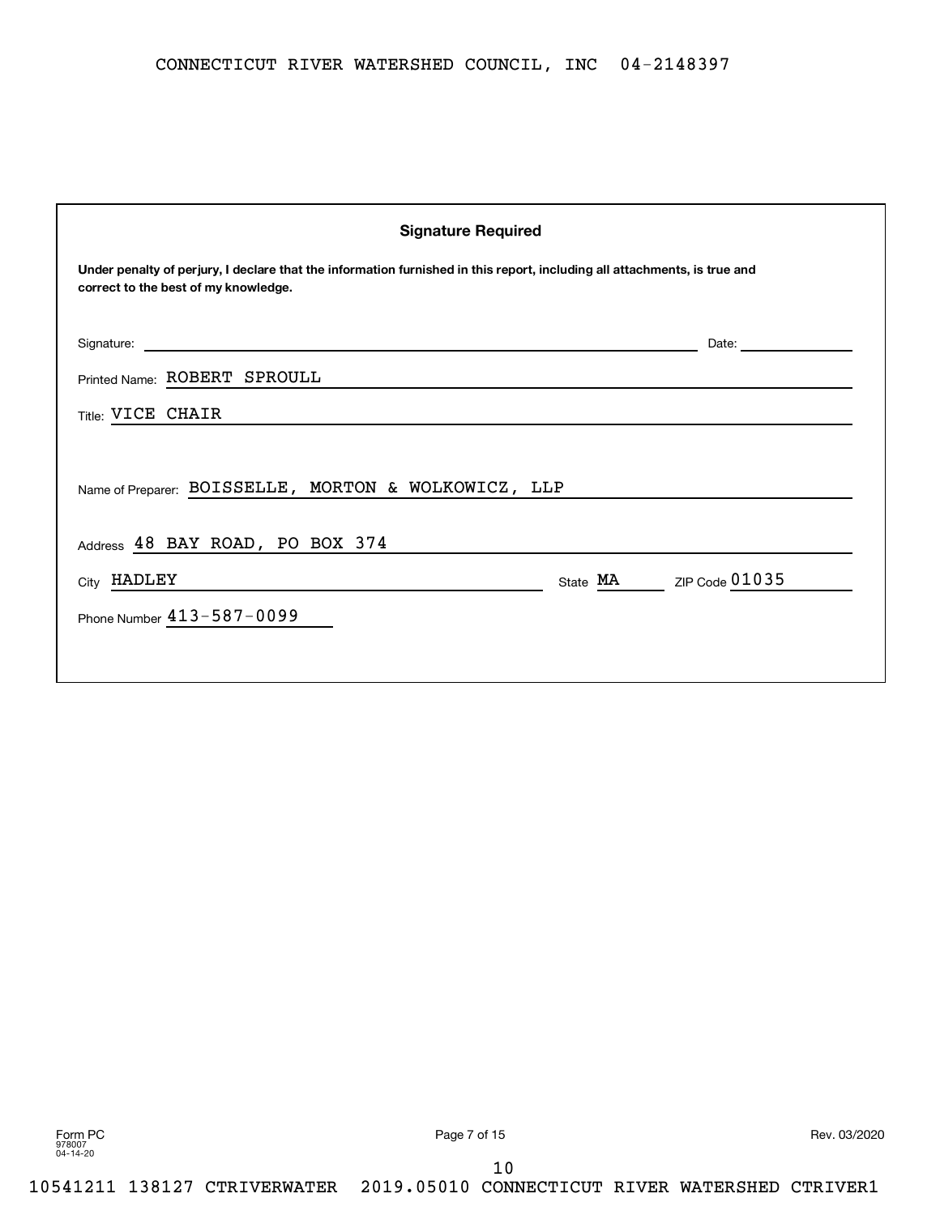CONNECTICUT RIVER WATERSHED COUNCIL, INC 04-2148397

## Signature Required

**Under penalty of perjury, I declare that the information furnished in this report, including all attachments, is true and correct to the best of my knowledge.**

Signature: ______________________________ Date: ______________

Printed Name: ROBERT SPROULL

Title: VICE CHAIR

Name of Preparer: BOISSELLE, MORTON & WOLKOWICZ, LLP

Address 48 BAY ROAD, PO BOX 374

City HADLEY State MA ZIP Code 01035

Phone Number 413-587-0099

Form PC
978007
04-14-20

Rev. 03/2020

10541211 138127 CTRIVERWATER 2019.05010 CONNECTICUT RIVER WATERSHED CTRIVER1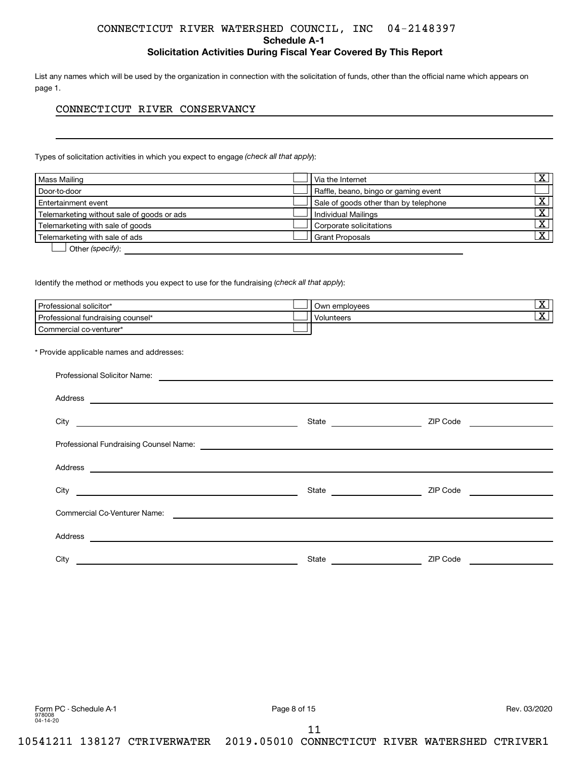CONNECTICUT RIVER WATERSHED COUNCIL, INC 04-2148397

## Schedule A-1

### Solicitation Activities During Fiscal Year Covered By This Report

List any names which will be used by the organization in connection with the solicitation of funds, other than the official name which appears on page 1.

CONNECTICUT RIVER CONSERVANCY

Types of solicitation activities in which you expect to engage *(check all that apply)*:

| Activity | | Activity | |
|---|---|---|---|
| Mass Mailing | | Via the Internet | X |
| Door-to-door | | Raffle, beano, bingo or gaming event | |
| Entertainment event | | Sale of goods other than by telephone | X |
| Telemarketing without sale of goods or ads | | Individual Mailings | X |
| Telemarketing with sale of goods | | Corporate solicitations | X |
| Telemarketing with sale of ads | | Grant Proposals | X |

☐ Other *(specify)*:

Identify the method or methods you expect to use for the fundraising (*check all that apply*):

| Method | | Method | |
|---|---|---|---|
| Professional solicitor* | | Own employees | X |
| Professional fundraising counsel* | | Volunteers | X |
| Commercial co-venturer* | | | |

\* Provide applicable names and addresses:

Professional Solicitor Name:

Address

City State ZIP Code

Professional Fundraising Counsel Name:

Address

City State ZIP Code

Commercial Co-Venturer Name:

Address

City State ZIP Code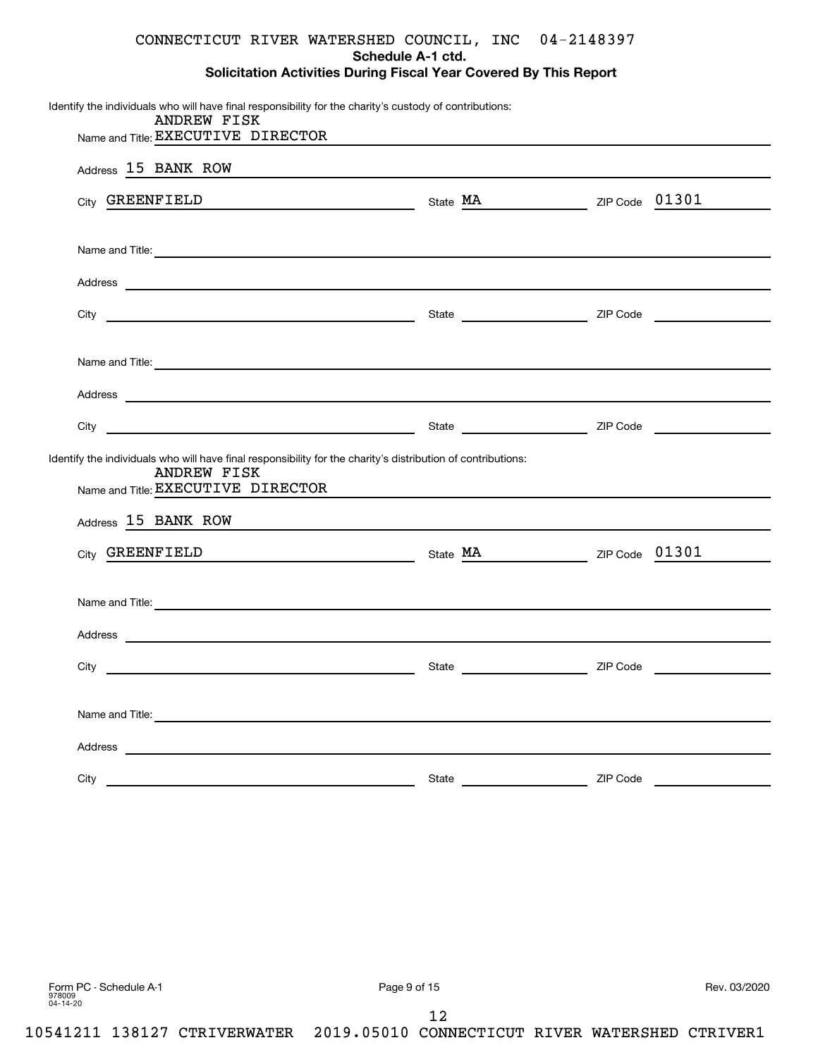CONNECTICUT RIVER WATERSHED COUNCIL, INC 04-2148397

**Schedule A-1 ctd.**

**Solicitation Activities During Fiscal Year Covered By This Report**

Identify the individuals who will have final responsibility for the charity's custody of contributions:

Name and Title: ANDREW FISK EXECUTIVE DIRECTOR

Address 15 BANK ROW

City GREENFIELD State MA ZIP Code 01301

Name and Title:

Address

City State ZIP Code

Name and Title:

Address

City State ZIP Code

Identify the individuals who will have final responsibility for the charity's distribution of contributions:

Name and Title: ANDREW FISK EXECUTIVE DIRECTOR

Address 15 BANK ROW

City GREENFIELD State MA ZIP Code 01301

Name and Title:

Address

City State ZIP Code

Name and Title:

Address

City State ZIP Code

Form PC - Schedule A-1 978009 04-14-20 Rev. 03/2020

10541211 138127 CTRIVERWATER 2019.05010 CONNECTICUT RIVER WATERSHED CTRIVER1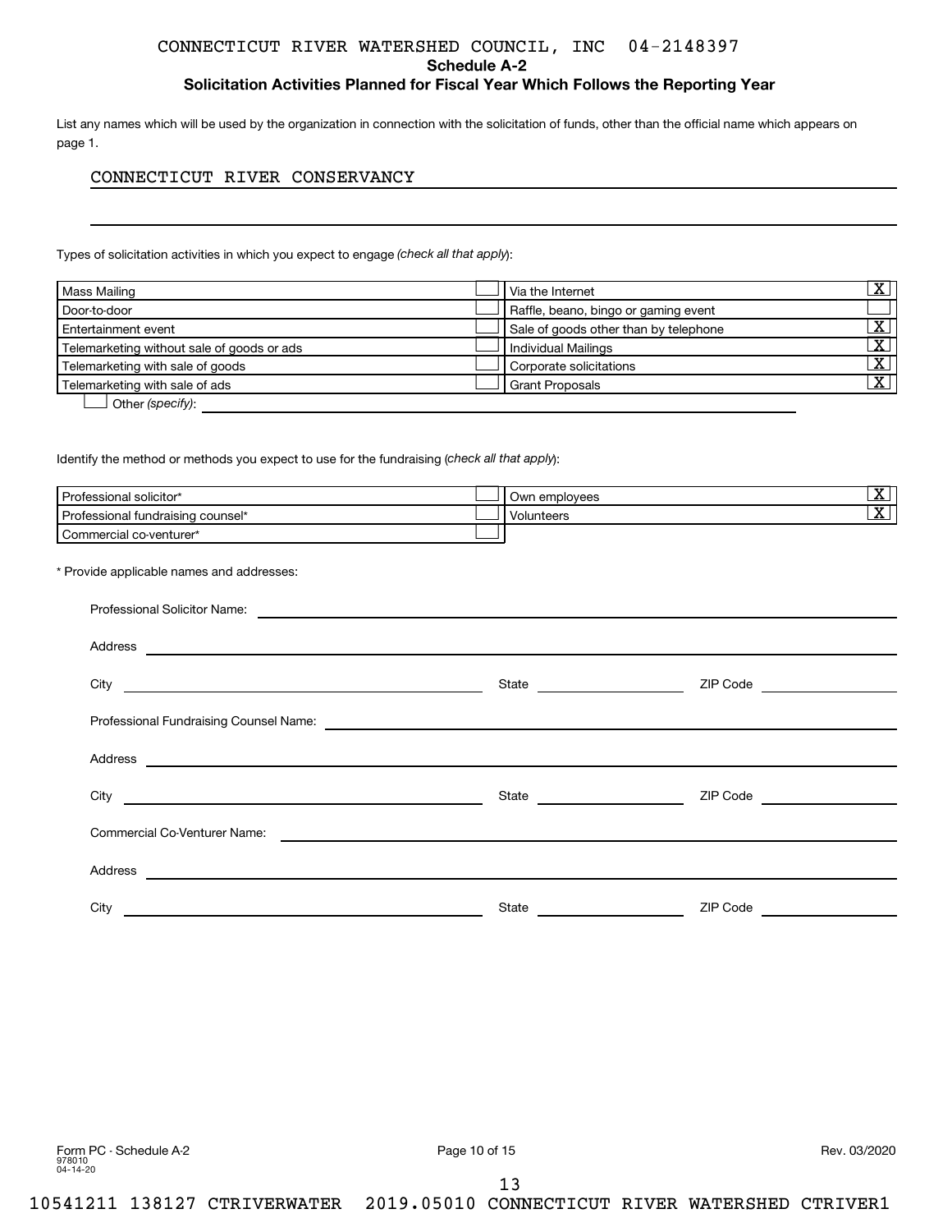CONNECTICUT RIVER WATERSHED COUNCIL, INC 04-2148397

## Schedule A-2

### Solicitation Activities Planned for Fiscal Year Which Follows the Reporting Year

List any names which will be used by the organization in connection with the solicitation of funds, other than the official name which appears on page 1.

CONNECTICUT RIVER CONSERVANCY

Types of solicitation activities in which you expect to engage *(check all that apply)*:

| Activity | | Activity | |
|---|---|---|---|
| Mass Mailing | | Via the Internet | X |
| Door-to-door | | Raffle, beano, bingo or gaming event | |
| Entertainment event | | Sale of goods other than by telephone | X |
| Telemarketing without sale of goods or ads | | Individual Mailings | X |
| Telemarketing with sale of goods | | Corporate solicitations | X |
| Telemarketing with sale of ads | | Grant Proposals | X |

☐ Other *(specify)*:

Identify the method or methods you expect to use for the fundraising (*check all that apply*):

| Method | | Method | |
|---|---|---|---|
| Professional solicitor* | | Own employees | X |
| Professional fundraising counsel* | | Volunteers | X |
| Commercial co-venturer* | | | |

\* Provide applicable names and addresses:

Professional Solicitor Name:

Address

City State ZIP Code

Professional Fundraising Counsel Name:

Address

City State ZIP Code

Commercial Co-Venturer Name:

Address

City State ZIP Code

Form PC - Schedule A-2
978010
04-14-20

Rev. 03/2020

10541211 138127 CTRIVERWATER 2019.05010 CONNECTICUT RIVER WATERSHED CTRIVER1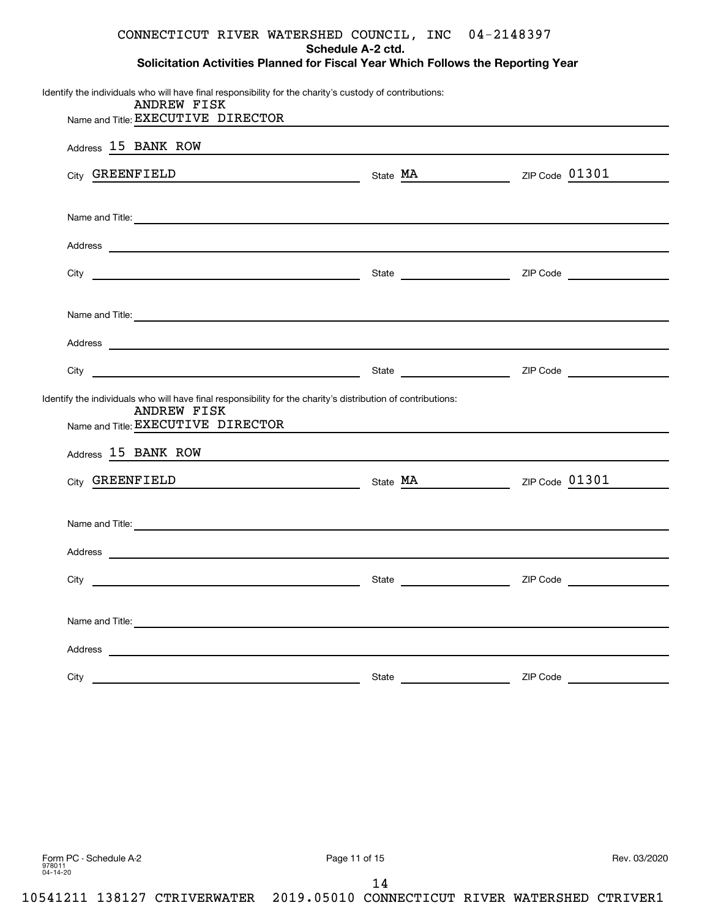CONNECTICUT RIVER WATERSHED COUNCIL, INC 04-2148397

**Schedule A-2 ctd.**

**Solicitation Activities Planned for Fiscal Year Which Follows the Reporting Year**

Identify the individuals who will have final responsibility for the charity's custody of contributions:

Name and Title: ANDREW FISK EXECUTIVE DIRECTOR

Address 15 BANK ROW

City GREENFIELD State MA ZIP Code 01301

Name and Title:

Address

City State ZIP Code

Name and Title:

Address

City State ZIP Code

Identify the individuals who will have final responsibility for the charity's distribution of contributions:

Name and Title: ANDREW FISK EXECUTIVE DIRECTOR

Address 15 BANK ROW

City GREENFIELD State MA ZIP Code 01301

Name and Title:

Address

City State ZIP Code

Name and Title:

Address

City State ZIP Code

Form PC - Schedule A-2 Rev. 03/2020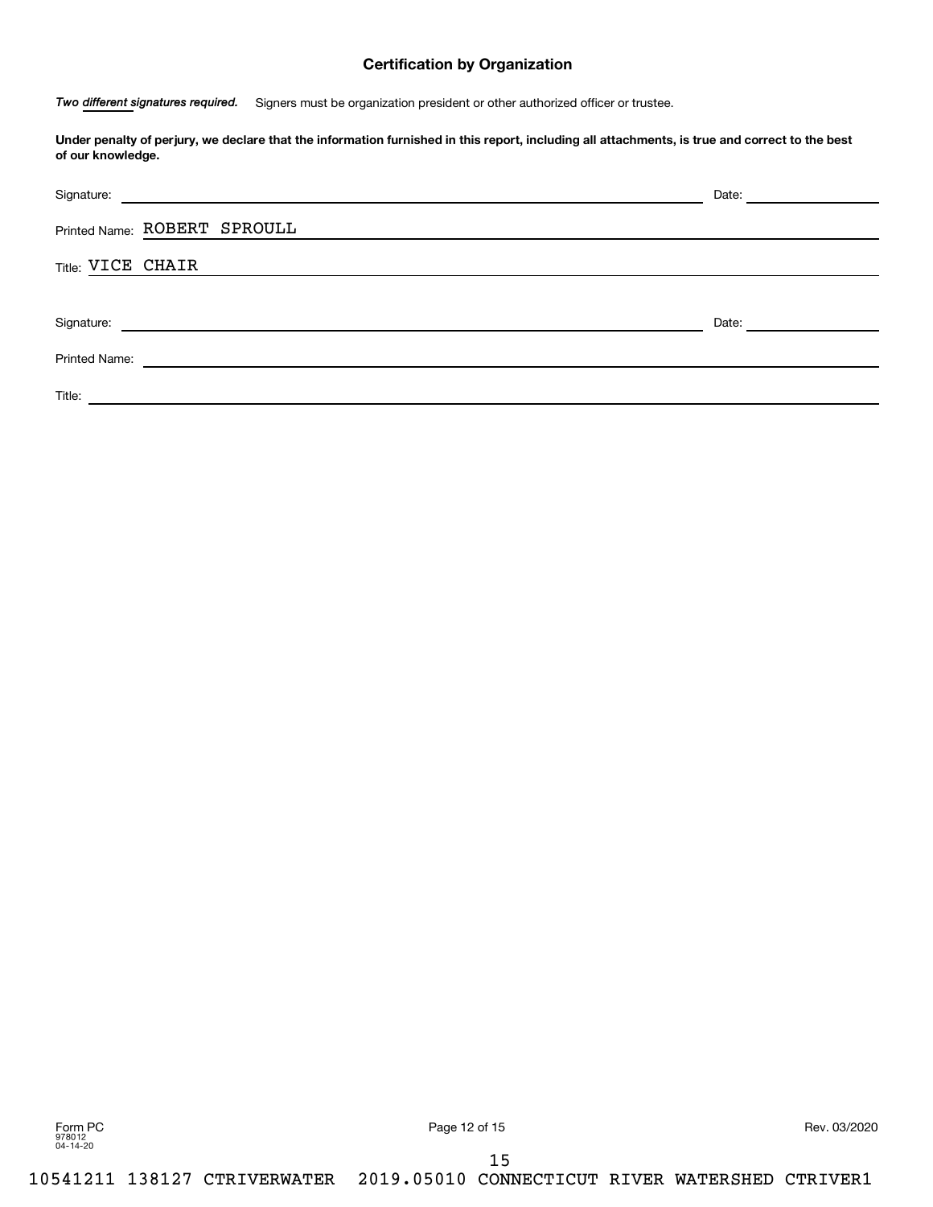## Certification by Organization

***Two different signatures required.*** Signers must be organization president or other authorized officer or trustee.

**Under penalty of perjury, we declare that the information furnished in this report, including all attachments, is true and correct to the best of our knowledge.**

Signature: ______________________ Date: __________

Printed Name: ROBERT SPROULL

Title: VICE CHAIR

Signature: ______________________ Date: __________

Printed Name: ______________________

Title: ______________________

Form PC
978012
04-14-20

Rev. 03/2020

10541211 138127 CTRIVERWATER 2019.05010 CONNECTICUT RIVER WATERSHED CTRIVER1